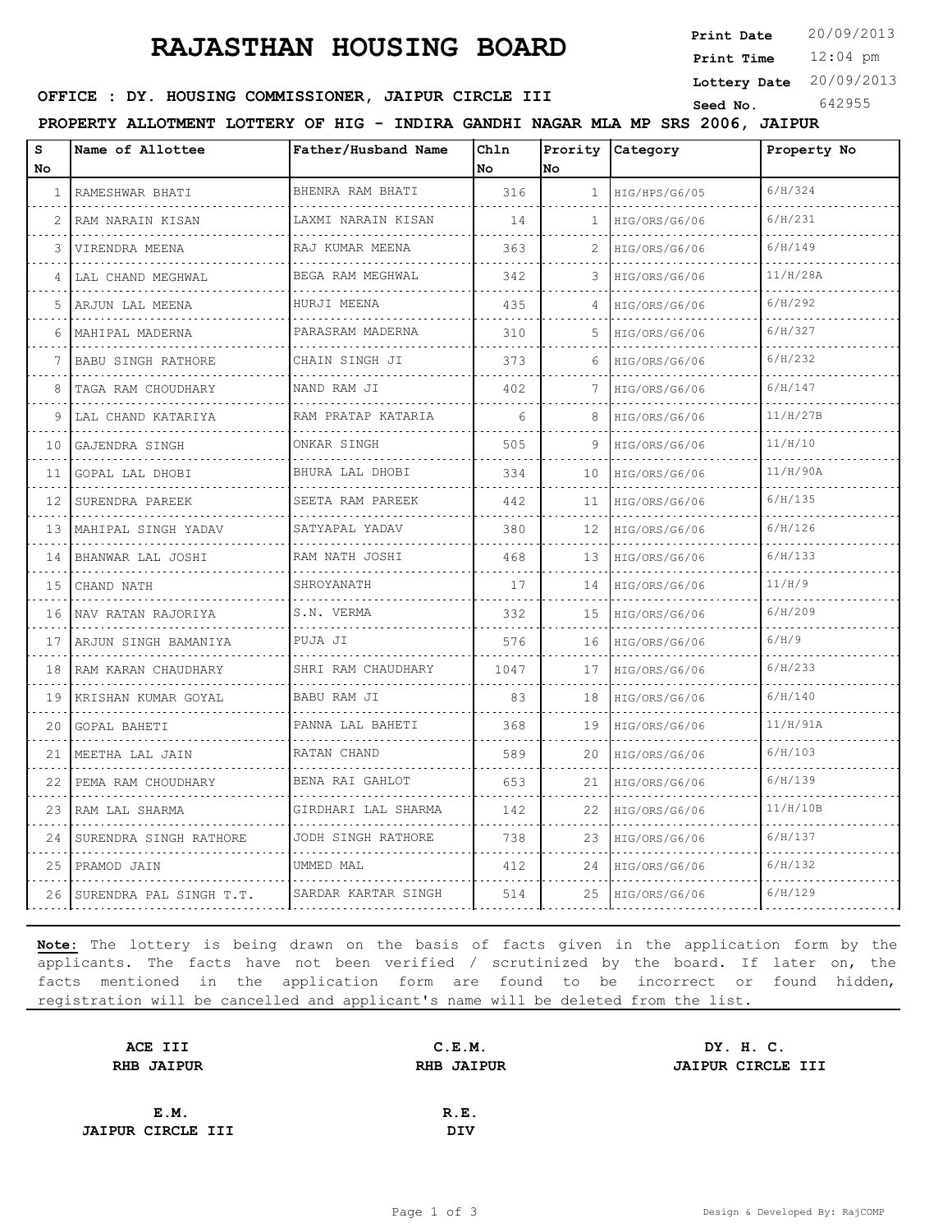# RAJASTHAN HOUSING BOARD

**Print Date** 20/09/2013
**Print Time** 12:04 pm
**Lottery Date** 20/09/2013
**Seed No.** 642955

**OFFICE : DY. HOUSING COMMISSIONER, JAIPUR CIRCLE III**

**PROPERTY ALLOTMENT LOTTERY OF HIG - INDIRA GANDHI NAGAR MLA MP SRS 2006, JAIPUR**

| S No | Name of Allottee | Father/Husband Name | Chln No | Prority No | Category | Property No |
|---|---|---|---|---|---|---|
| 1 | RAMESHWAR BHATI | BHENRA RAM BHATI | 316 | 1 | HIG/HPS/G6/05 | 6/H/324 |
| 2 | RAM NARAIN KISAN | LAXMI NARAIN KISAN | 14 | 1 | HIG/ORS/G6/06 | 6/H/231 |
| 3 | VIRENDRA MEENA | RAJ KUMAR MEENA | 363 | 2 | HIG/ORS/G6/06 | 6/H/149 |
| 4 | LAL CHAND MEGHWAL | BEGA RAM MEGHWAL | 342 | 3 | HIG/ORS/G6/06 | 11/H/28A |
| 5 | ARJUN LAL MEENA | HURJI MEENA | 435 | 4 | HIG/ORS/G6/06 | 6/H/292 |
| 6 | MAHIPAL MADERNA | PARASRAM MADERNA | 310 | 5 | HIG/ORS/G6/06 | 6/H/327 |
| 7 | BABU SINGH RATHORE | CHAIN SINGH JI | 373 | 6 | HIG/ORS/G6/06 | 6/H/232 |
| 8 | TAGA RAM CHOUDHARY | NAND RAM JI | 402 | 7 | HIG/ORS/G6/06 | 6/H/147 |
| 9 | LAL CHAND KATARIYA | RAM PRATAP KATARIA | 6 | 8 | HIG/ORS/G6/06 | 11/H/27B |
| 10 | GAJENDRA SINGH | ONKAR SINGH | 505 | 9 | HIG/ORS/G6/06 | 11/H/10 |
| 11 | GOPAL LAL DHOBI | BHURA LAL DHOBI | 334 | 10 | HIG/ORS/G6/06 | 11/H/90A |
| 12 | SURENDRA PAREEK | SEETA RAM PAREEK | 442 | 11 | HIG/ORS/G6/06 | 6/H/135 |
| 13 | MAHIPAL SINGH YADAV | SATYAPAL YADAV | 380 | 12 | HIG/ORS/G6/06 | 6/H/126 |
| 14 | BHANWAR LAL JOSHI | RAM NATH JOSHI | 468 | 13 | HIG/ORS/G6/06 | 6/H/133 |
| 15 | CHAND NATH | SHROYANATH | 17 | 14 | HIG/ORS/G6/06 | 11/H/9 |
| 16 | NAV RATAN RAJORIYA | S.N. VERMA | 332 | 15 | HIG/ORS/G6/06 | 6/H/209 |
| 17 | ARJUN SINGH BAMANIYA | PUJA JI | 576 | 16 | HIG/ORS/G6/06 | 6/H/9 |
| 18 | RAM KARAN CHAUDHARY | SHRI RAM CHAUDHARY | 1047 | 17 | HIG/ORS/G6/06 | 6/H/233 |
| 19 | KRISHAN KUMAR GOYAL | BABU RAM JI | 83 | 18 | HIG/ORS/G6/06 | 6/H/140 |
| 20 | GOPAL BAHETI | PANNA LAL BAHETI | 368 | 19 | HIG/ORS/G6/06 | 11/H/91A |
| 21 | MEETHA LAL JAIN | RATAN CHAND | 589 | 20 | HIG/ORS/G6/06 | 6/H/103 |
| 22 | PEMA RAM CHOUDHARY | BENA RAI GAHLOT | 653 | 21 | HIG/ORS/G6/06 | 6/H/139 |
| 23 | RAM LAL SHARMA | GIRDHARI LAL SHARMA | 142 | 22 | HIG/ORS/G6/06 | 11/H/10B |
| 24 | SURENDRA SINGH RATHORE | JODH SINGH RATHORE | 738 | 23 | HIG/ORS/G6/06 | 6/H/137 |
| 25 | PRAMOD JAIN | UMMED MAL | 412 | 24 | HIG/ORS/G6/06 | 6/H/132 |
| 26 | SURENDRA PAL SINGH T.T. | SARDAR KARTAR SINGH | 514 | 25 | HIG/ORS/G6/06 | 6/H/129 |

**Note:** The lottery is being drawn on the basis of facts given in the application form by the applicants. The facts have not been verified / scrutinized by the board. If later on, the facts mentioned in the application form are found to be incorrect or found hidden, registration will be cancelled and applicant's name will be deleted from the list.

**ACE III**
**RHB JAIPUR**

**C.E.M.**
**RHB JAIPUR**

**DY. H. C.**
**JAIPUR CIRCLE III**

**E.M.**
**JAIPUR CIRCLE III**

**R.E.**
**DIV**

Design & Developed By: RajCOMP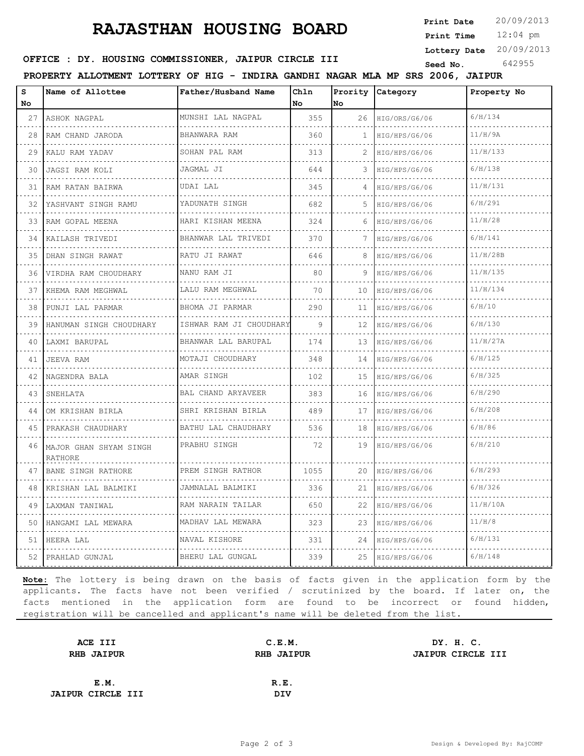# RAJASTHAN HOUSING BOARD

**Print Date** 20/09/2013
**Print Time** 12:04 pm
**Lottery Date** 20/09/2013
**Seed No.** 642955

**OFFICE : DY. HOUSING COMMISSIONER, JAIPUR CIRCLE III**

**PROPERTY ALLOTMENT LOTTERY OF HIG - INDIRA GANDHI NAGAR MLA MP SRS 2006, JAIPUR**

| S No | Name of Allottee | Father/Husband Name | Chln No | Prority No | Category | Property No |
|---|---|---|---|---|---|---|
| 27 | ASHOK NAGPAL | MUNSHI LAL NAGPAL | 355 | 26 | HIG/ORS/G6/06 | 6/H/134 |
| 28 | RAM CHAND JARODA | BHANWARA RAM | 360 | 1 | HIG/HPS/G6/06 | 11/H/9A |
| 29 | KALU RAM YADAV | SOHAN PAL RAM | 313 | 2 | HIG/HPS/G6/06 | 11/H/133 |
| 30 | JAGSI RAM KOLI | JAGMAL JI | 644 | 3 | HIG/HPS/G6/06 | 6/H/138 |
| 31 | RAM RATAN BAIRWA | UDAI LAL | 345 | 4 | HIG/HPS/G6/06 | 11/H/131 |
| 32 | YASHVANT SINGH RAMU | YADUNATH SINGH | 682 | 5 | HIG/HPS/G6/06 | 6/H/291 |
| 33 | RAM GOPAL MEENA | HARI KISHAN MEENA | 324 | 6 | HIG/HPS/G6/06 | 11/H/28 |
| 34 | KAILASH TRIVEDI | BHANWAR LAL TRIVEDI | 370 | 7 | HIG/HPS/G6/06 | 6/H/141 |
| 35 | DHAN SINGH RAWAT | RATU JI RAWAT | 646 | 8 | HIG/HPS/G6/06 | 11/H/28B |
| 36 | VIRDHA RAM CHOUDHARY | NANU RAM JI | 80 | 9 | HIG/HPS/G6/06 | 11/H/135 |
| 37 | KHEMA RAM MEGHWAL | LALU RAM MEGHWAL | 70 | 10 | HIG/HPS/G6/06 | 11/H/134 |
| 38 | PUNJI LAL PARMAR | BHOMA JI PARMAR | 290 | 11 | HIG/HPS/G6/06 | 6/H/10 |
| 39 | HANUMAN SINGH CHOUDHARY | ISHWAR RAM JI CHOUDHARY | 9 | 12 | HIG/HPS/G6/06 | 6/H/130 |
| 40 | LAXMI BARUPAL | BHANWAR LAL BARUPAL | 174 | 13 | HIG/HPS/G6/06 | 11/H/27A |
| 41 | JEEVA RAM | MOTAJI CHOUDHARY | 348 | 14 | HIG/HPS/G6/06 | 6/H/125 |
| 42 | NAGENDRA BALA | AMAR SINGH | 102 | 15 | HIG/HPS/G6/06 | 6/H/325 |
| 43 | SNEHLATA | BAL CHAND ARYAVEER | 383 | 16 | HIG/HPS/G6/06 | 6/H/290 |
| 44 | OM KRISHAN BIRLA | SHRI KRISHAN BIRLA | 489 | 17 | HIG/HPS/G6/06 | 6/H/208 |
| 45 | PRAKASH CHAUDHARY | BATHU LAL CHAUDHARY | 536 | 18 | HIG/HPS/G6/06 | 6/H/86 |
| 46 | MAJOR GHAN SHYAM SINGH RATHORE | PRABHU SINGH | 72 | 19 | HIG/HPS/G6/06 | 6/H/210 |
| 47 | BANE SINGH RATHORE | PREM SINGH RATHOR | 1055 | 20 | HIG/HPS/G6/06 | 6/H/293 |
| 48 | KRISHAN LAL BALMIKI | JAMNALAL BALMIKI | 336 | 21 | HIG/HPS/G6/06 | 6/H/326 |
| 49 | LAXMAN TANIWAL | RAM NARAIN TAILAR | 650 | 22 | HIG/HPS/G6/06 | 11/H/10A |
| 50 | HANGAMI LAL MEWARA | MADHAV LAL MEWARA | 323 | 23 | HIG/HPS/G6/06 | 11/H/8 |
| 51 | HEERA LAL | NAVAL KISHORE | 331 | 24 | HIG/HPS/G6/06 | 6/H/131 |
| 52 | PRAHLAD GUNJAL | BHERU LAL GUNGAL | 339 | 25 | HIG/HPS/G6/06 | 6/H/148 |

**Note:** The lottery is being drawn on the basis of facts given in the application form by the applicants. The facts have not been verified / scrutinized by the board. If later on, the facts mentioned in the application form are found to be incorrect or found hidden, registration will be cancelled and applicant's name will be deleted from the list.

**ACE III**
**RHB JAIPUR**

**C.E.M.**
**RHB JAIPUR**

**DY. H. C.**
**JAIPUR CIRCLE III**

**E.M.**
**JAIPUR CIRCLE III**

**R.E.**
**DIV**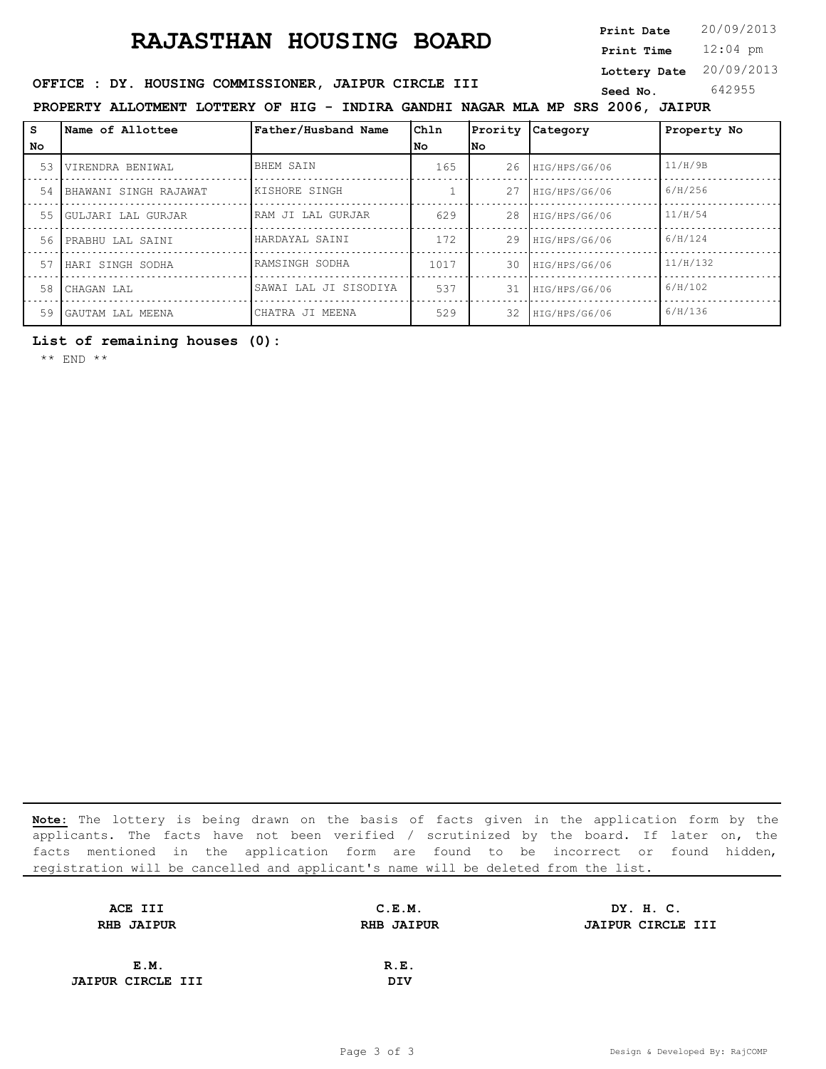# RAJASTHAN HOUSING BOARD

**Print Date** 20/09/2013
**Print Time** 12:04 pm
**Lottery Date** 20/09/2013
**Seed No.** 642955

**OFFICE : DY. HOUSING COMMISSIONER, JAIPUR CIRCLE III**

**PROPERTY ALLOTMENT LOTTERY OF HIG - INDIRA GANDHI NAGAR MLA MP SRS 2006, JAIPUR**

| S No | Name of Allottee | Father/Husband Name | Chln No | Prority No | Category | Property No |
|---|---|---|---|---|---|---|
| 53 | VIRENDRA BENIWAL | BHEM SAIN | 165 | 26 | HIG/HPS/G6/06 | 11/H/9B |
| 54 | BHAWANI SINGH RAJAWAT | KISHORE SINGH | 1 | 27 | HIG/HPS/G6/06 | 6/H/256 |
| 55 | GULJARI LAL GURJAR | RAM JI LAL GURJAR | 629 | 28 | HIG/HPS/G6/06 | 11/H/54 |
| 56 | PRABHU LAL SAINI | HARDAYAL SAINI | 172 | 29 | HIG/HPS/G6/06 | 6/H/124 |
| 57 | HARI SINGH SODHA | RAMSINGH SODHA | 1017 | 30 | HIG/HPS/G6/06 | 11/H/132 |
| 58 | CHAGAN LAL | SAWAI LAL JI SISODIYA | 537 | 31 | HIG/HPS/G6/06 | 6/H/102 |
| 59 | GAUTAM LAL MEENA | CHATRA JI MEENA | 529 | 32 | HIG/HPS/G6/06 | 6/H/136 |

**List of remaining houses (0):**

** END **

**Note:** The lottery is being drawn on the basis of facts given in the application form by the applicants. The facts have not been verified / scrutinized by the board. If later on, the facts mentioned in the application form are found to be incorrect or found hidden, registration will be cancelled and applicant's name will be deleted from the list.

**ACE III**
**RHB JAIPUR**

**C.E.M.**
**RHB JAIPUR**

**DY. H. C.**
**JAIPUR CIRCLE III**

**E.M.**
**JAIPUR CIRCLE III**

**R.E.**
**DIV**

Design & Developed By: RajCOMP